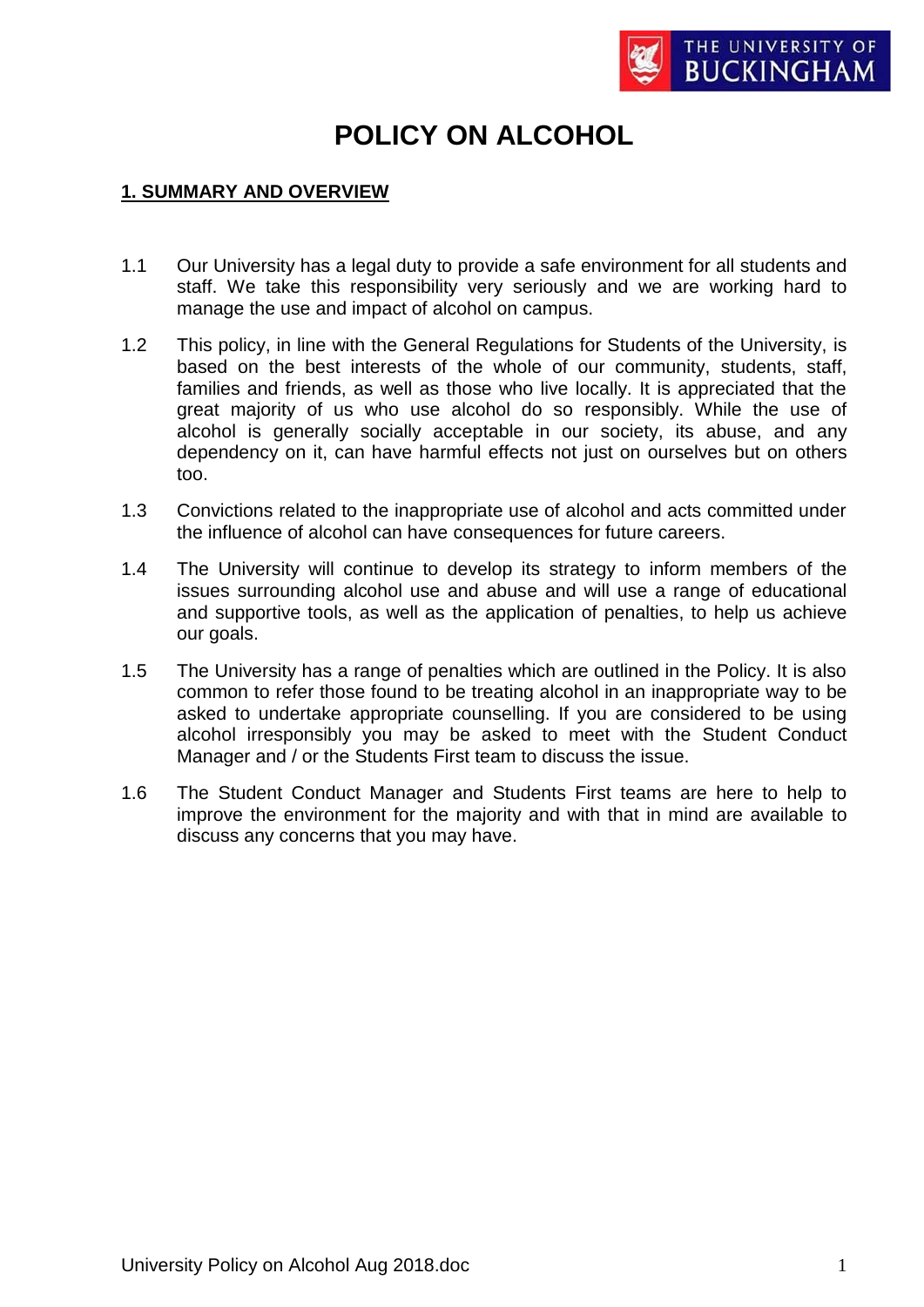# POLICY ON ALCOHOL

## 1. SUMMARY AND OVERVIEW

1.1 Our University has a legal duty to provide a safe environment for all students and staff. We take this responsibility very seriously and we are working hard to manage the use and impact of alcohol on campus.

1.2 This policy, in line with the General Regulations for Students of the University, is based on the best interests of the whole of our community, students, staff, families and friends, as well as those who live locally. It is appreciated that the great majority of us who use alcohol do so responsibly. While the use of alcohol is generally socially acceptable in our society, its abuse, and any dependency on it, can have harmful effects not just on ourselves but on others too.

1.3 Convictions related to the inappropriate use of alcohol and acts committed under the influence of alcohol can have consequences for future careers.

1.4 The University will continue to develop its strategy to inform members of the issues surrounding alcohol use and abuse and will use a range of educational and supportive tools, as well as the application of penalties, to help us achieve our goals.

1.5 The University has a range of penalties which are outlined in the Policy. It is also common to refer those found to be treating alcohol in an inappropriate way to be asked to undertake appropriate counselling. If you are considered to be using alcohol irresponsibly you may be asked to meet with the Student Conduct Manager and / or the Students First team to discuss the issue.

1.6 The Student Conduct Manager and Students First teams are here to help to improve the environment for the majority and with that in mind are available to discuss any concerns that you may have.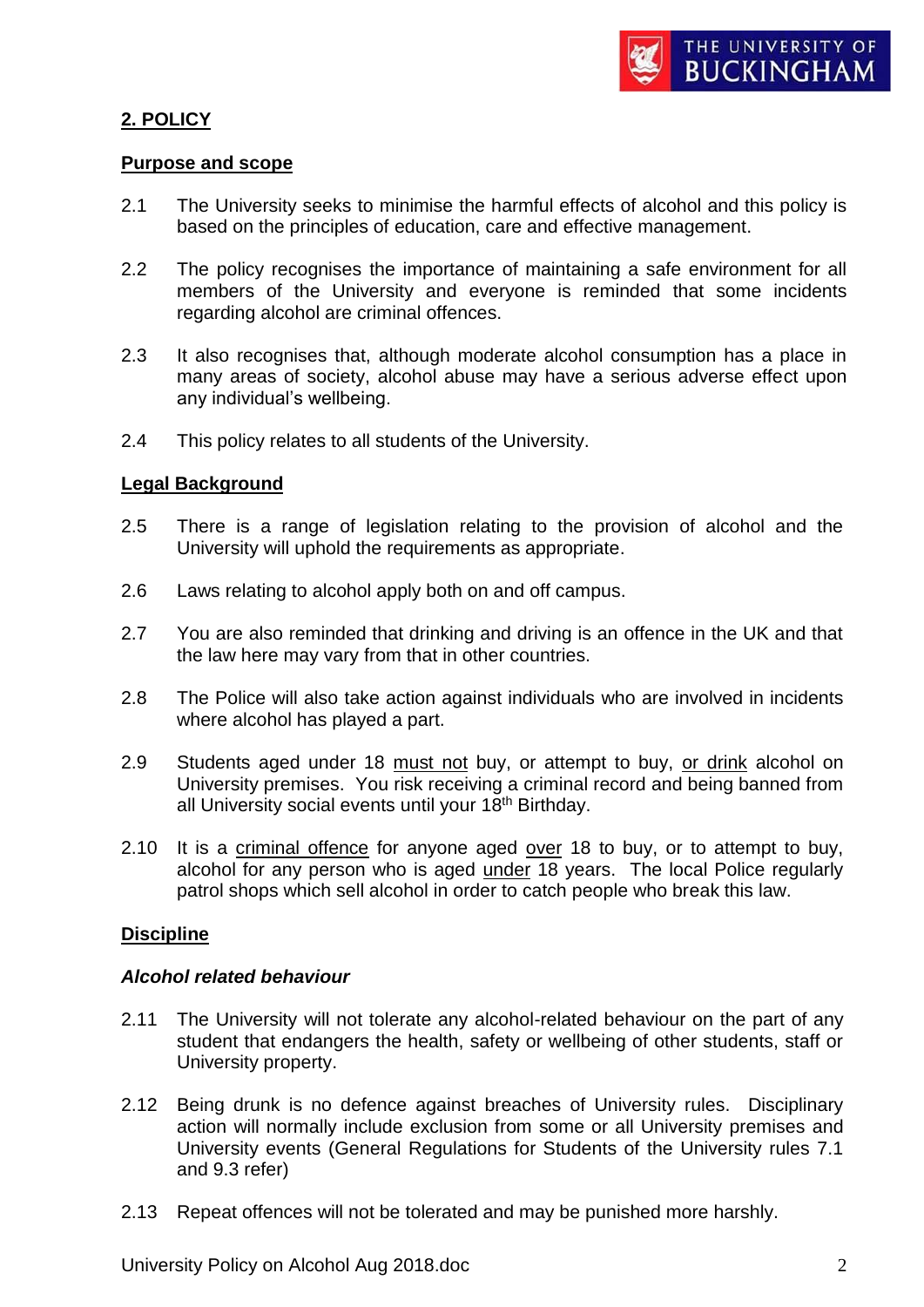## 2. POLICY

### Purpose and scope

2.1 The University seeks to minimise the harmful effects of alcohol and this policy is based on the principles of education, care and effective management.

2.2 The policy recognises the importance of maintaining a safe environment for all members of the University and everyone is reminded that some incidents regarding alcohol are criminal offences.

2.3 It also recognises that, although moderate alcohol consumption has a place in many areas of society, alcohol abuse may have a serious adverse effect upon any individual's wellbeing.

2.4 This policy relates to all students of the University.

### Legal Background

2.5 There is a range of legislation relating to the provision of alcohol and the University will uphold the requirements as appropriate.

2.6 Laws relating to alcohol apply both on and off campus.

2.7 You are also reminded that drinking and driving is an offence in the UK and that the law here may vary from that in other countries.

2.8 The Police will also take action against individuals who are involved in incidents where alcohol has played a part.

2.9 Students aged under 18 <u>must not</u> buy, or attempt to buy, <u>or drink</u> alcohol on University premises. You risk receiving a criminal record and being banned from all University social events until your 18th Birthday.

2.10 It is a <u>criminal offence</u> for anyone aged <u>over</u> 18 to buy, or to attempt to buy, alcohol for any person who is aged <u>under</u> 18 years. The local Police regularly patrol shops which sell alcohol in order to catch people who break this law.

### Discipline

#### *Alcohol related behaviour*

2.11 The University will not tolerate any alcohol-related behaviour on the part of any student that endangers the health, safety or wellbeing of other students, staff or University property.

2.12 Being drunk is no defence against breaches of University rules. Disciplinary action will normally include exclusion from some or all University premises and University events (General Regulations for Students of the University rules 7.1 and 9.3 refer)

2.13 Repeat offences will not be tolerated and may be punished more harshly.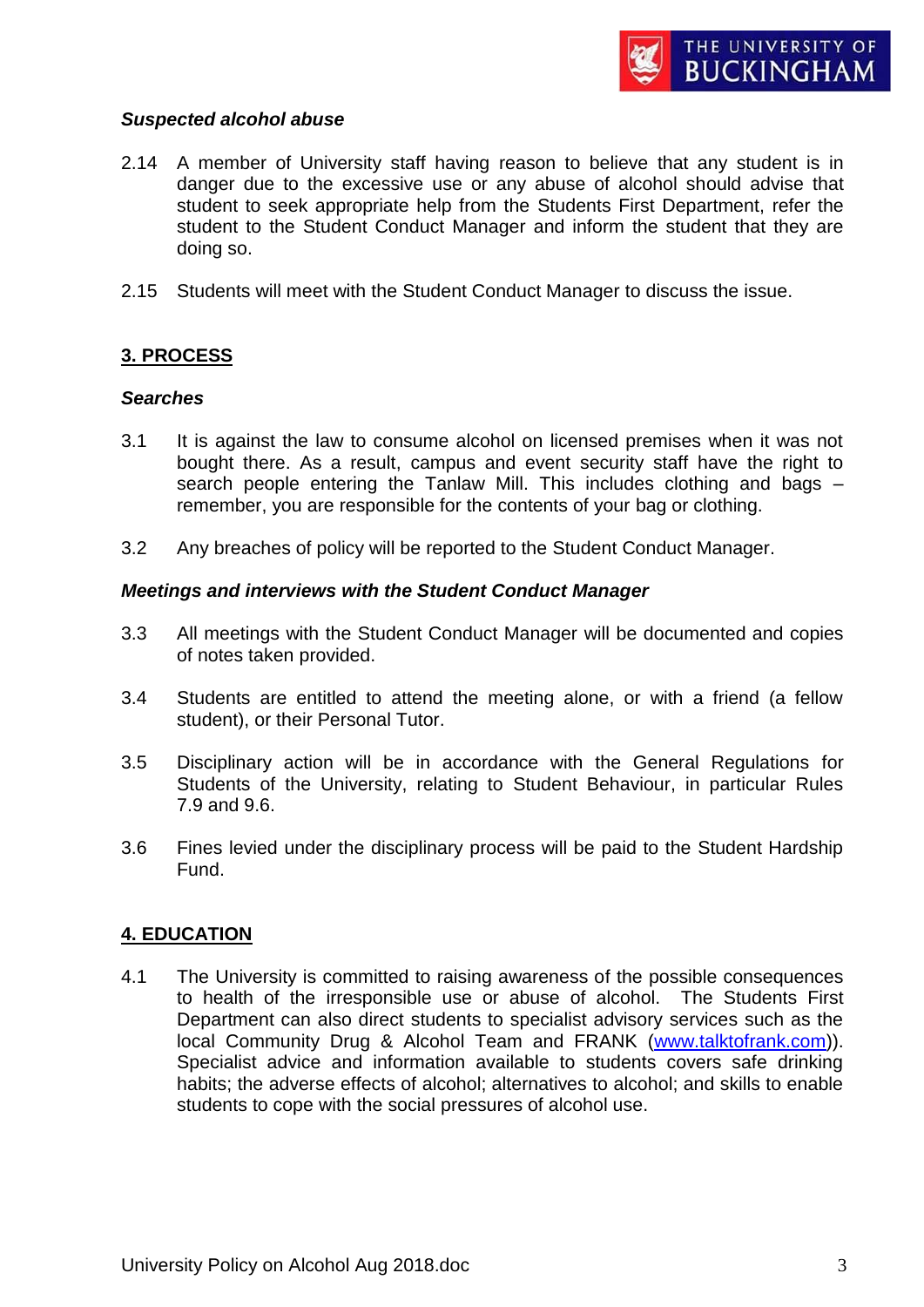*Suspected alcohol abuse*

2.14 A member of University staff having reason to believe that any student is in danger due to the excessive use or any abuse of alcohol should advise that student to seek appropriate help from the Students First Department, refer the student to the Student Conduct Manager and inform the student that they are doing so.

2.15 Students will meet with the Student Conduct Manager to discuss the issue.

## 3. PROCESS

*Searches*

3.1 It is against the law to consume alcohol on licensed premises when it was not bought there. As a result, campus and event security staff have the right to search people entering the Tanlaw Mill. This includes clothing and bags – remember, you are responsible for the contents of your bag or clothing.

3.2 Any breaches of policy will be reported to the Student Conduct Manager.

*Meetings and interviews with the Student Conduct Manager*

3.3 All meetings with the Student Conduct Manager will be documented and copies of notes taken provided.

3.4 Students are entitled to attend the meeting alone, or with a friend (a fellow student), or their Personal Tutor.

3.5 Disciplinary action will be in accordance with the General Regulations for Students of the University, relating to Student Behaviour, in particular Rules 7.9 and 9.6.

3.6 Fines levied under the disciplinary process will be paid to the Student Hardship Fund.

## 4. EDUCATION

4.1 The University is committed to raising awareness of the possible consequences to health of the irresponsible use or abuse of alcohol. The Students First Department can also direct students to specialist advisory services such as the local Community Drug & Alcohol Team and FRANK ([www.talktofrank.com](http://www.talktofrank.com))). Specialist advice and information available to students covers safe drinking habits; the adverse effects of alcohol; alternatives to alcohol; and skills to enable students to cope with the social pressures of alcohol use.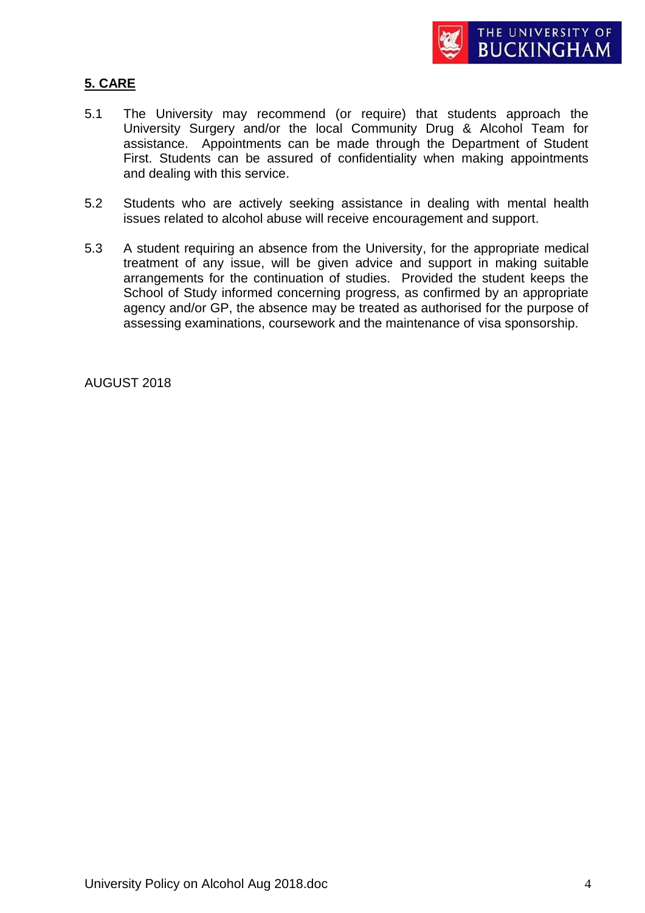## 5. CARE

5.1 The University may recommend (or require) that students approach the University Surgery and/or the local Community Drug & Alcohol Team for assistance. Appointments can be made through the Department of Student First. Students can be assured of confidentiality when making appointments and dealing with this service.

5.2 Students who are actively seeking assistance in dealing with mental health issues related to alcohol abuse will receive encouragement and support.

5.3 A student requiring an absence from the University, for the appropriate medical treatment of any issue, will be given advice and support in making suitable arrangements for the continuation of studies. Provided the student keeps the School of Study informed concerning progress, as confirmed by an appropriate agency and/or GP, the absence may be treated as authorised for the purpose of assessing examinations, coursework and the maintenance of visa sponsorship.

AUGUST 2018